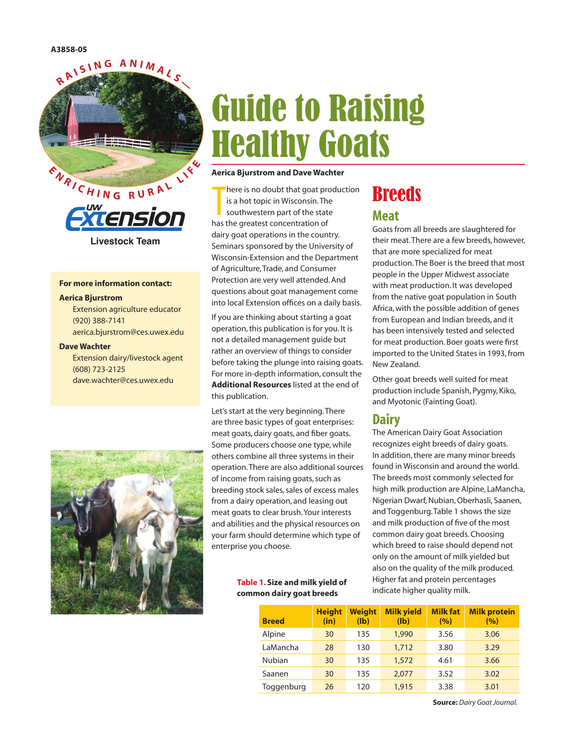A3858-05

RAISING ANIMALS—ENRICHING RURAL LIFE

UW Extension

Livestock Team

**For more information contact:**

**Aerica Bjurstrom**
Extension agriculture educator
(920) 388-7141
aerica.bjurstrom@ces.uwex.edu

**Dave Wachter**
Extension dairy/livestock agent
(608) 723-2125
dave.wachter@ces.uwex.edu

# Guide to Raising Healthy Goats

**Aerica Bjurstrom and Dave Wachter**

There is no doubt that goat production is a hot topic in Wisconsin. The southwestern part of the state has the greatest concentration of dairy goat operations in the country. Seminars sponsored by the University of Wisconsin-Extension and the Department of Agriculture, Trade, and Consumer Protection are very well attended. And questions about goat management come into local Extension offices on a daily basis.

If you are thinking about starting a goat operation, this publication is for you. It is not a detailed management guide but rather an overview of things to consider before taking the plunge into raising goats. For more in-depth information, consult the **Additional Resources** listed at the end of this publication.

Let's start at the very beginning. There are three basic types of goat enterprises: meat goats, dairy goats, and fiber goats. Some producers choose one type, while others combine all three systems in their operation. There are also additional sources of income from raising goats, such as breeding stock sales, sales of excess males from a dairy operation, and leasing out meat goats to clear brush. Your interests and abilities and the physical resources on your farm should determine which type of enterprise you choose.

## Breeds

### Meat

Goats from all breeds are slaughtered for their meat. There are a few breeds, however, that are more specialized for meat production. The Boer is the breed that most people in the Upper Midwest associate with meat production. It was developed from the native goat population in South Africa, with the possible addition of genes from European and Indian breeds, and it has been intensively tested and selected for meat production. Boer goats were first imported to the United States in 1993, from New Zealand.

Other goat breeds well suited for meat production include Spanish, Pygmy, Kiko, and Myotonic (Fainting Goat).

### Dairy

The American Dairy Goat Association recognizes eight breeds of dairy goats. In addition, there are many minor breeds found in Wisconsin and around the world. The breeds most commonly selected for high milk production are Alpine, LaMancha, Nigerian Dwarf, Nubian, Oberhasli, Saanen, and Toggenburg. Table 1 shows the size and milk production of five of the most common dairy goat breeds. Choosing which breed to raise should depend not only on the amount of milk yielded but also on the quality of the milk produced. Higher fat and protein percentages indicate higher quality milk.

**Table 1. Size and milk yield of common dairy goat breeds**

| Breed | Height (in) | Weight (lb) | Milk yield (lb) | Milk fat (%) | Milk protein (%) |
|---|---|---|---|---|---|
| Alpine | 30 | 135 | 1,990 | 3.56 | 3.06 |
| LaMancha | 28 | 130 | 1,712 | 3.80 | 3.29 |
| Nubian | 30 | 135 | 1,572 | 4.61 | 3.66 |
| Saanen | 30 | 135 | 2,077 | 3.52 | 3.02 |
| Toggenburg | 26 | 120 | 1,915 | 3.38 | 3.01 |

**Source:** *Dairy Goat Journal.*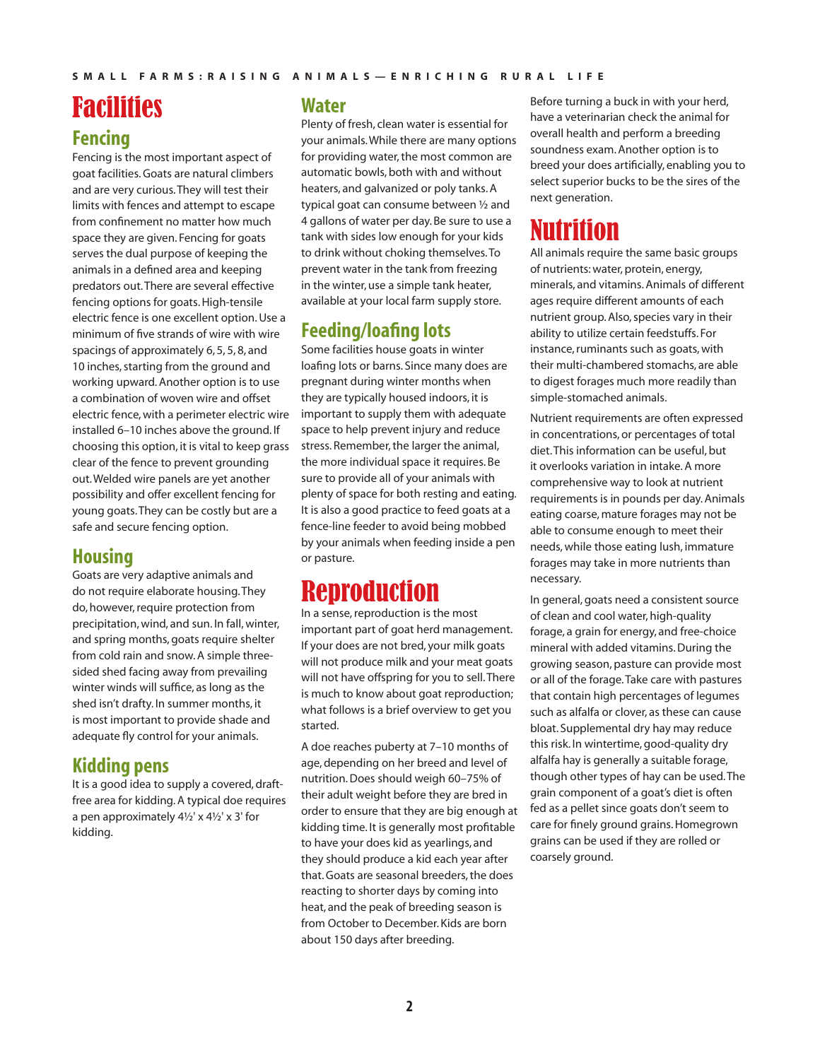# Facilities

## Fencing

Fencing is the most important aspect of goat facilities. Goats are natural climbers and are very curious. They will test their limits with fences and attempt to escape from confinement no matter how much space they are given. Fencing for goats serves the dual purpose of keeping the animals in a defined area and keeping predators out. There are several effective fencing options for goats. High-tensile electric fence is one excellent option. Use a minimum of five strands of wire with wire spacings of approximately 6, 5, 5, 8, and 10 inches, starting from the ground and working upward. Another option is to use a combination of woven wire and offset electric fence, with a perimeter electric wire installed 6–10 inches above the ground. If choosing this option, it is vital to keep grass clear of the fence to prevent grounding out. Welded wire panels are yet another possibility and offer excellent fencing for young goats. They can be costly but are a safe and secure fencing option.

## Housing

Goats are very adaptive animals and do not require elaborate housing. They do, however, require protection from precipitation, wind, and sun. In fall, winter, and spring months, goats require shelter from cold rain and snow. A simple three-sided shed facing away from prevailing winter winds will suffice, as long as the shed isn't drafty. In summer months, it is most important to provide shade and adequate fly control for your animals.

## Kidding pens

It is a good idea to supply a covered, draft-free area for kidding. A typical doe requires a pen approximately 4½' x 4½' x 3' for kidding.

## Water

Plenty of fresh, clean water is essential for your animals. While there are many options for providing water, the most common are automatic bowls, both with and without heaters, and galvanized or poly tanks. A typical goat can consume between ½ and 4 gallons of water per day. Be sure to use a tank with sides low enough for your kids to drink without choking themselves. To prevent water in the tank from freezing in the winter, use a simple tank heater, available at your local farm supply store.

## Feeding/loafing lots

Some facilities house goats in winter loafing lots or barns. Since many does are pregnant during winter months when they are typically housed indoors, it is important to supply them with adequate space to help prevent injury and reduce stress. Remember, the larger the animal, the more individual space it requires. Be sure to provide all of your animals with plenty of space for both resting and eating. It is also a good practice to feed goats at a fence-line feeder to avoid being mobbed by your animals when feeding inside a pen or pasture.

# Reproduction

In a sense, reproduction is the most important part of goat herd management. If your does are not bred, your milk goats will not produce milk and your meat goats will not have offspring for you to sell. There is much to know about goat reproduction; what follows is a brief overview to get you started.

A doe reaches puberty at 7–10 months of age, depending on her breed and level of nutrition. Does should weigh 60–75% of their adult weight before they are bred in order to ensure that they are big enough at kidding time. It is generally most profitable to have your does kid as yearlings, and they should produce a kid each year after that. Goats are seasonal breeders, the does reacting to shorter days by coming into heat, and the peak of breeding season is from October to December. Kids are born about 150 days after breeding.

Before turning a buck in with your herd, have a veterinarian check the animal for overall health and perform a breeding soundness exam. Another option is to breed your does artificially, enabling you to select superior bucks to be the sires of the next generation.

# Nutrition

All animals require the same basic groups of nutrients: water, protein, energy, minerals, and vitamins. Animals of different ages require different amounts of each nutrient group. Also, species vary in their ability to utilize certain feedstuffs. For instance, ruminants such as goats, with their multi-chambered stomachs, are able to digest forages much more readily than simple-stomached animals.

Nutrient requirements are often expressed in concentrations, or percentages of total diet. This information can be useful, but it overlooks variation in intake. A more comprehensive way to look at nutrient requirements is in pounds per day. Animals eating coarse, mature forages may not be able to consume enough to meet their needs, while those eating lush, immature forages may take in more nutrients than necessary.

In general, goats need a consistent source of clean and cool water, high-quality forage, a grain for energy, and free-choice mineral with added vitamins. During the growing season, pasture can provide most or all of the forage. Take care with pastures that contain high percentages of legumes such as alfalfa or clover, as these can cause bloat. Supplemental dry hay may reduce this risk. In wintertime, good-quality dry alfalfa hay is generally a suitable forage, though other types of hay can be used. The grain component of a goat's diet is often fed as a pellet since goats don't seem to care for finely ground grains. Homegrown grains can be used if they are rolled or coarsely ground.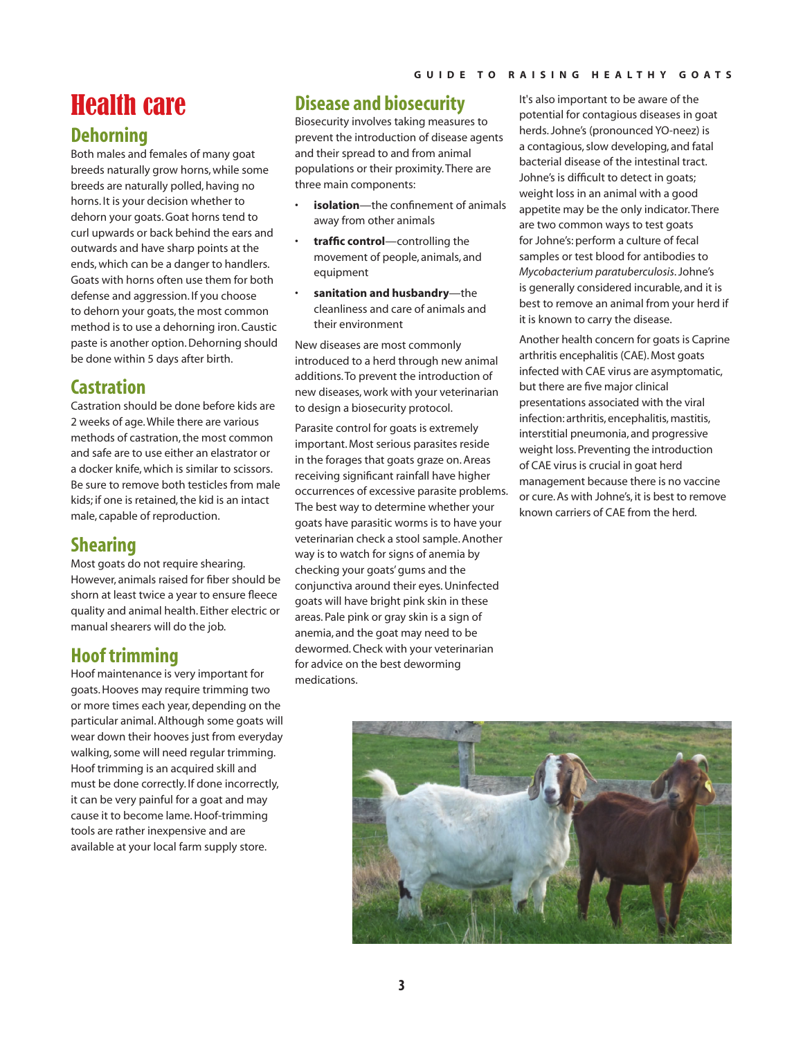# Health care

## Dehorning

Both males and females of many goat breeds naturally grow horns, while some breeds are naturally polled, having no horns. It is your decision whether to dehorn your goats. Goat horns tend to curl upwards or back behind the ears and outwards and have sharp points at the ends, which can be a danger to handlers. Goats with horns often use them for both defense and aggression. If you choose to dehorn your goats, the most common method is to use a dehorning iron. Caustic paste is another option. Dehorning should be done within 5 days after birth.

## Castration

Castration should be done before kids are 2 weeks of age. While there are various methods of castration, the most common and safe are to use either an elastrator or a docker knife, which is similar to scissors. Be sure to remove both testicles from male kids; if one is retained, the kid is an intact male, capable of reproduction.

## Shearing

Most goats do not require shearing. However, animals raised for fiber should be shorn at least twice a year to ensure fleece quality and animal health. Either electric or manual shearers will do the job.

## Hoof trimming

Hoof maintenance is very important for goats. Hooves may require trimming two or more times each year, depending on the particular animal. Although some goats will wear down their hooves just from everyday walking, some will need regular trimming. Hoof trimming is an acquired skill and must be done correctly. If done incorrectly, it can be very painful for a goat and may cause it to become lame. Hoof-trimming tools are rather inexpensive and are available at your local farm supply store.

## Disease and biosecurity

Biosecurity involves taking measures to prevent the introduction of disease agents and their spread to and from animal populations or their proximity. There are three main components:

- **isolation**—the confinement of animals away from other animals
- **traffic control**—controlling the movement of people, animals, and equipment
- **sanitation and husbandry**—the cleanliness and care of animals and their environment

New diseases are most commonly introduced to a herd through new animal additions. To prevent the introduction of new diseases, work with your veterinarian to design a biosecurity protocol.

Parasite control for goats is extremely important. Most serious parasites reside in the forages that goats graze on. Areas receiving significant rainfall have higher occurrences of excessive parasite problems. The best way to determine whether your goats have parasitic worms is to have your veterinarian check a stool sample. Another way is to watch for signs of anemia by checking your goats' gums and the conjunctiva around their eyes. Uninfected goats will have bright pink skin in these areas. Pale pink or gray skin is a sign of anemia, and the goat may need to be dewormed. Check with your veterinarian for advice on the best deworming medications.

It's also important to be aware of the potential for contagious diseases in goat herds. Johne's (pronounced YO-neez) is a contagious, slow developing, and fatal bacterial disease of the intestinal tract. Johne's is difficult to detect in goats; weight loss in an animal with a good appetite may be the only indicator. There are two common ways to test goats for Johne's: perform a culture of fecal samples or test blood for antibodies to *Mycobacterium paratuberculosis*. Johne's is generally considered incurable, and it is best to remove an animal from your herd if it is known to carry the disease.

Another health concern for goats is Caprine arthritis encephalitis (CAE). Most goats infected with CAE virus are asymptomatic, but there are five major clinical presentations associated with the viral infection: arthritis, encephalitis, mastitis, interstitial pneumonia, and progressive weight loss. Preventing the introduction of CAE virus is crucial in goat herd management because there is no vaccine or cure. As with Johne's, it is best to remove known carriers of CAE from the herd.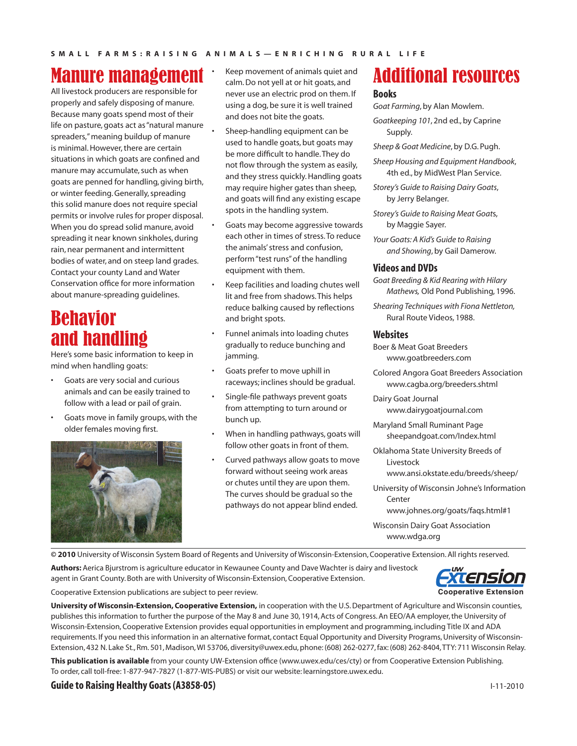# Manure management

All livestock producers are responsible for properly and safely disposing of manure. Because many goats spend most of their life on pasture, goats act as "natural manure spreaders," meaning buildup of manure is minimal. However, there are certain situations in which goats are confined and manure may accumulate, such as when goats are penned for handling, giving birth, or winter feeding. Generally, spreading this solid manure does not require special permits or involve rules for proper disposal. When you do spread solid manure, avoid spreading it near known sinkholes, during rain, near permanent and intermittent bodies of water, and on steep land grades. Contact your county Land and Water Conservation office for more information about manure-spreading guidelines.

# Behavior and handling

Here's some basic information to keep in mind when handling goats:

- Goats are very social and curious animals and can be easily trained to follow with a lead or pail of grain.
- Goats move in family groups, with the older females moving first.
- Keep movement of animals quiet and calm. Do not yell at or hit goats, and never use an electric prod on them. If using a dog, be sure it is well trained and does not bite the goats.
- Sheep-handling equipment can be used to handle goats, but goats may be more difficult to handle. They do not flow through the system as easily, and they stress quickly. Handling goats may require higher gates than sheep, and goats will find any existing escape spots in the handling system.
- Goats may become aggressive towards each other in times of stress. To reduce the animals' stress and confusion, perform "test runs" of the handling equipment with them.
- Keep facilities and loading chutes well lit and free from shadows. This helps reduce balking caused by reflections and bright spots.
- Funnel animals into loading chutes gradually to reduce bunching and jamming.
- Goats prefer to move uphill in raceways; inclines should be gradual.
- Single-file pathways prevent goats from attempting to turn around or bunch up.
- When in handling pathways, goats will follow other goats in front of them.
- Curved pathways allow goats to move forward without seeing work areas or chutes until they are upon them. The curves should be gradual so the pathways do not appear blind ended.

# Additional resources

## Books

*Goat Farming*, by Alan Mowlem.

*Goatkeeping 101*, 2nd ed., by Caprine Supply.

*Sheep & Goat Medicine*, by D.G. Pugh.

*Sheep Housing and Equipment Handbook*, 4th ed., by MidWest Plan Service.

*Storey's Guide to Raising Dairy Goats*, by Jerry Belanger.

*Storey's Guide to Raising Meat Goats*, by Maggie Sayer.

*Your Goats: A Kid's Guide to Raising and Showing*, by Gail Damerow.

## Videos and DVDs

*Goat Breeding & Kid Rearing with Hilary Mathews,* Old Pond Publishing, 1996.

*Shearing Techniques with Fiona Nettleton,* Rural Route Videos, 1988.

## Websites

Boer & Meat Goat Breeders
www.goatbreeders.com

Colored Angora Goat Breeders Association
www.cagba.org/breeders.shtml

Dairy Goat Journal
www.dairygoatjournal.com

Maryland Small Ruminant Page
sheepandgoat.com/Index.html

Oklahoma State University Breeds of Livestock
www.ansi.okstate.edu/breeds/sheep/

University of Wisconsin Johne's Information Center
www.johnes.org/goats/faqs.html#1

Wisconsin Dairy Goat Association
www.wdga.org

---

© **2010** University of Wisconsin System Board of Regents and University of Wisconsin-Extension, Cooperative Extension. All rights reserved.

**Authors:** Aerica Bjurstrom is agriculture educator in Kewaunee County and Dave Wachter is dairy and livestock agent in Grant County. Both are with University of Wisconsin-Extension, Cooperative Extension.

Cooperative Extension publications are subject to peer review.

**University of Wisconsin-Extension, Cooperative Extension,** in cooperation with the U.S. Department of Agriculture and Wisconsin counties, publishes this information to further the purpose of the May 8 and June 30, 1914, Acts of Congress. An EEO/AA employer, the University of Wisconsin-Extension, Cooperative Extension provides equal opportunities in employment and programming, including Title IX and ADA requirements. If you need this information in an alternative format, contact Equal Opportunity and Diversity Programs, University of Wisconsin-Extension, 432 N. Lake St., Rm. 501, Madison, WI 53706, diversity@uwex.edu, phone: (608) 262-0277, fax: (608) 262-8404, TTY: 711 Wisconsin Relay.

**This publication is available** from your county UW-Extension office (www.uwex.edu/ces/cty) or from Cooperative Extension Publishing. To order, call toll-free: 1-877-947-7827 (1-877-WIS-PUBS) or visit our website: learningstore.uwex.edu.

**Guide to Raising Healthy Goats (A3858-05)**

I-11-2010